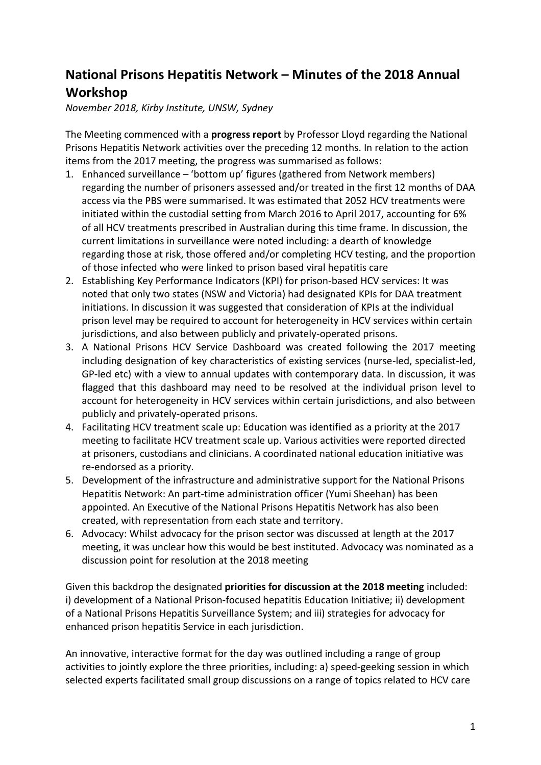# National Prisons Hepatitis Network – Minutes of the 2018 Annual Workshop

*November 2018, Kirby Institute, UNSW, Sydney*

The Meeting commenced with a **progress report** by Professor Lloyd regarding the National Prisons Hepatitis Network activities over the preceding 12 months. In relation to the action items from the 2017 meeting, the progress was summarised as follows:

1. Enhanced surveillance – 'bottom up' figures (gathered from Network members) regarding the number of prisoners assessed and/or treated in the first 12 months of DAA access via the PBS were summarised. It was estimated that 2052 HCV treatments were initiated within the custodial setting from March 2016 to April 2017, accounting for 6% of all HCV treatments prescribed in Australian during this time frame. In discussion, the current limitations in surveillance were noted including: a dearth of knowledge regarding those at risk, those offered and/or completing HCV testing, and the proportion of those infected who were linked to prison based viral hepatitis care
2. Establishing Key Performance Indicators (KPI) for prison-based HCV services: It was noted that only two states (NSW and Victoria) had designated KPIs for DAA treatment initiations. In discussion it was suggested that consideration of KPIs at the individual prison level may be required to account for heterogeneity in HCV services within certain jurisdictions, and also between publicly and privately-operated prisons.
3. A National Prisons HCV Service Dashboard was created following the 2017 meeting including designation of key characteristics of existing services (nurse-led, specialist-led, GP-led etc) with a view to annual updates with contemporary data. In discussion, it was flagged that this dashboard may need to be resolved at the individual prison level to account for heterogeneity in HCV services within certain jurisdictions, and also between publicly and privately-operated prisons.
4. Facilitating HCV treatment scale up: Education was identified as a priority at the 2017 meeting to facilitate HCV treatment scale up. Various activities were reported directed at prisoners, custodians and clinicians. A coordinated national education initiative was re-endorsed as a priority.
5. Development of the infrastructure and administrative support for the National Prisons Hepatitis Network: An part-time administration officer (Yumi Sheehan) has been appointed. An Executive of the National Prisons Hepatitis Network has also been created, with representation from each state and territory.
6. Advocacy: Whilst advocacy for the prison sector was discussed at length at the 2017 meeting, it was unclear how this would be best instituted. Advocacy was nominated as a discussion point for resolution at the 2018 meeting

Given this backdrop the designated **priorities for discussion at the 2018 meeting** included: i) development of a National Prison-focused hepatitis Education Initiative; ii) development of a National Prisons Hepatitis Surveillance System; and iii) strategies for advocacy for enhanced prison hepatitis Service in each jurisdiction.

An innovative, interactive format for the day was outlined including a range of group activities to jointly explore the three priorities, including: a) speed-geeking session in which selected experts facilitated small group discussions on a range of topics related to HCV care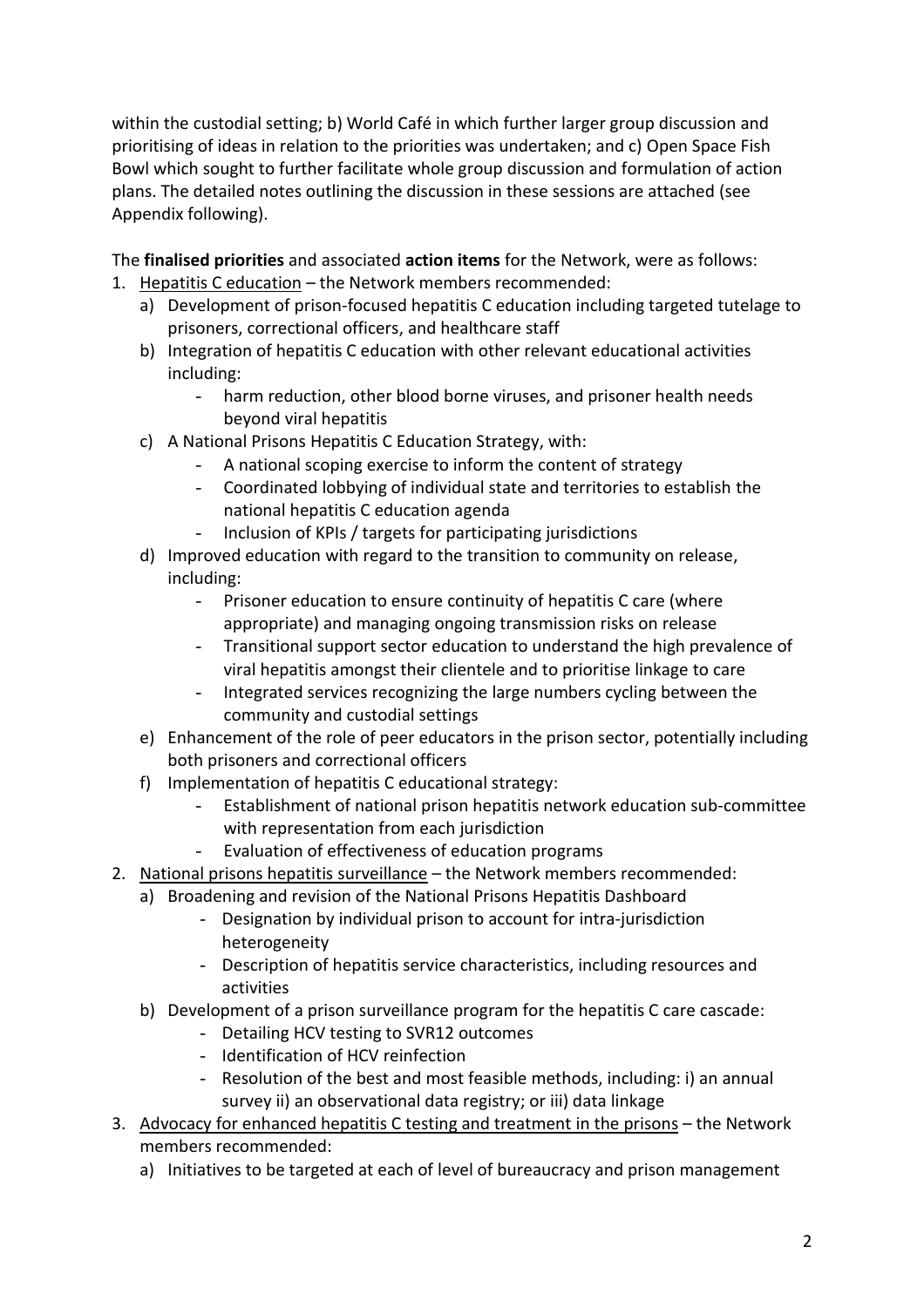within the custodial setting; b) World Café in which further larger group discussion and prioritising of ideas in relation to the priorities was undertaken; and c) Open Space Fish Bowl which sought to further facilitate whole group discussion and formulation of action plans. The detailed notes outlining the discussion in these sessions are attached (see Appendix following).

The **finalised priorities** and associated **action items** for the Network, were as follows:

1. Hepatitis C education – the Network members recommended:
   a) Development of prison-focused hepatitis C education including targeted tutelage to prisoners, correctional officers, and healthcare staff
   b) Integration of hepatitis C education with other relevant educational activities including:
      - harm reduction, other blood borne viruses, and prisoner health needs beyond viral hepatitis
   c) A National Prisons Hepatitis C Education Strategy, with:
      - A national scoping exercise to inform the content of strategy
      - Coordinated lobbying of individual state and territories to establish the national hepatitis C education agenda
      - Inclusion of KPIs / targets for participating jurisdictions
   d) Improved education with regard to the transition to community on release, including:
      - Prisoner education to ensure continuity of hepatitis C care (where appropriate) and managing ongoing transmission risks on release
      - Transitional support sector education to understand the high prevalence of viral hepatitis amongst their clientele and to prioritise linkage to care
      - Integrated services recognizing the large numbers cycling between the community and custodial settings
   e) Enhancement of the role of peer educators in the prison sector, potentially including both prisoners and correctional officers
   f) Implementation of hepatitis C educational strategy:
      - Establishment of national prison hepatitis network education sub-committee with representation from each jurisdiction
      - Evaluation of effectiveness of education programs
2. National prisons hepatitis surveillance – the Network members recommended:
   a) Broadening and revision of the National Prisons Hepatitis Dashboard
      - Designation by individual prison to account for intra-jurisdiction heterogeneity
      - Description of hepatitis service characteristics, including resources and activities
   b) Development of a prison surveillance program for the hepatitis C care cascade:
      - Detailing HCV testing to SVR12 outcomes
      - Identification of HCV reinfection
      - Resolution of the best and most feasible methods, including: i) an annual survey ii) an observational data registry; or iii) data linkage
3. Advocacy for enhanced hepatitis C testing and treatment in the prisons – the Network members recommended:
   a) Initiatives to be targeted at each of level of bureaucracy and prison management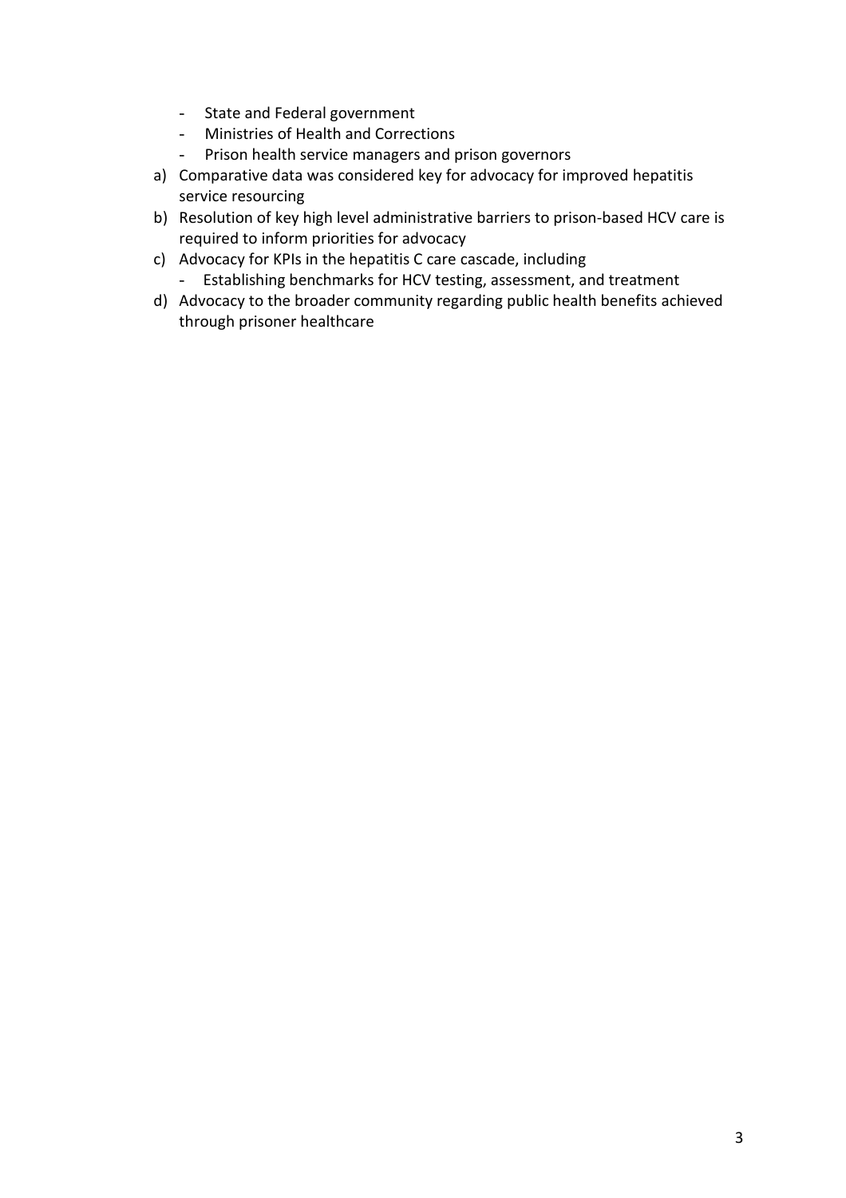- State and Federal government
- Ministries of Health and Corrections
- Prison health service managers and prison governors

a) Comparative data was considered key for advocacy for improved hepatitis service resourcing
b) Resolution of key high level administrative barriers to prison-based HCV care is required to inform priorities for advocacy
c) Advocacy for KPIs in the hepatitis C care cascade, including
    - Establishing benchmarks for HCV testing, assessment, and treatment
d) Advocacy to the broader community regarding public health benefits achieved through prisoner healthcare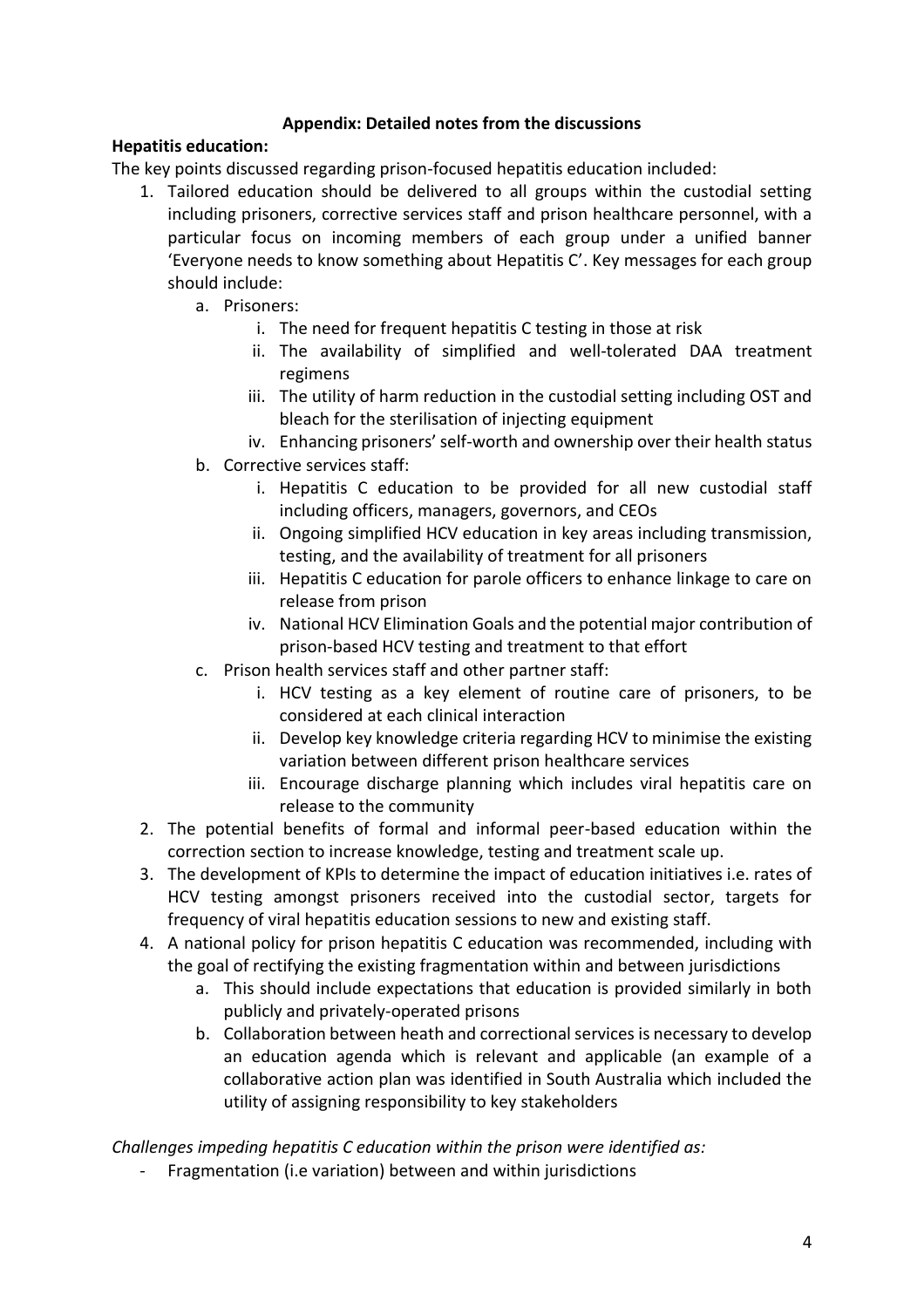**Appendix: Detailed notes from the discussions**

**Hepatitis education:**

The key points discussed regarding prison-focused hepatitis education included:

1. Tailored education should be delivered to all groups within the custodial setting including prisoners, corrective services staff and prison healthcare personnel, with a particular focus on incoming members of each group under a unified banner 'Everyone needs to know something about Hepatitis C'. Key messages for each group should include:
    a. Prisoners:
        i. The need for frequent hepatitis C testing in those at risk
        ii. The availability of simplified and well-tolerated DAA treatment regimens
        iii. The utility of harm reduction in the custodial setting including OST and bleach for the sterilisation of injecting equipment
        iv. Enhancing prisoners' self-worth and ownership over their health status
    b. Corrective services staff:
        i. Hepatitis C education to be provided for all new custodial staff including officers, managers, governors, and CEOs
        ii. Ongoing simplified HCV education in key areas including transmission, testing, and the availability of treatment for all prisoners
        iii. Hepatitis C education for parole officers to enhance linkage to care on release from prison
        iv. National HCV Elimination Goals and the potential major contribution of prison-based HCV testing and treatment to that effort
    c. Prison health services staff and other partner staff:
        i. HCV testing as a key element of routine care of prisoners, to be considered at each clinical interaction
        ii. Develop key knowledge criteria regarding HCV to minimise the existing variation between different prison healthcare services
        iii. Encourage discharge planning which includes viral hepatitis care on release to the community
2. The potential benefits of formal and informal peer-based education within the correction section to increase knowledge, testing and treatment scale up.
3. The development of KPIs to determine the impact of education initiatives i.e. rates of HCV testing amongst prisoners received into the custodial sector, targets for frequency of viral hepatitis education sessions to new and existing staff.
4. A national policy for prison hepatitis C education was recommended, including with the goal of rectifying the existing fragmentation within and between jurisdictions
    a. This should include expectations that education is provided similarly in both publicly and privately-operated prisons
    b. Collaboration between heath and correctional services is necessary to develop an education agenda which is relevant and applicable (an example of a collaborative action plan was identified in South Australia which included the utility of assigning responsibility to key stakeholders

*Challenges impeding hepatitis C education within the prison were identified as:*

- Fragmentation (i.e variation) between and within jurisdictions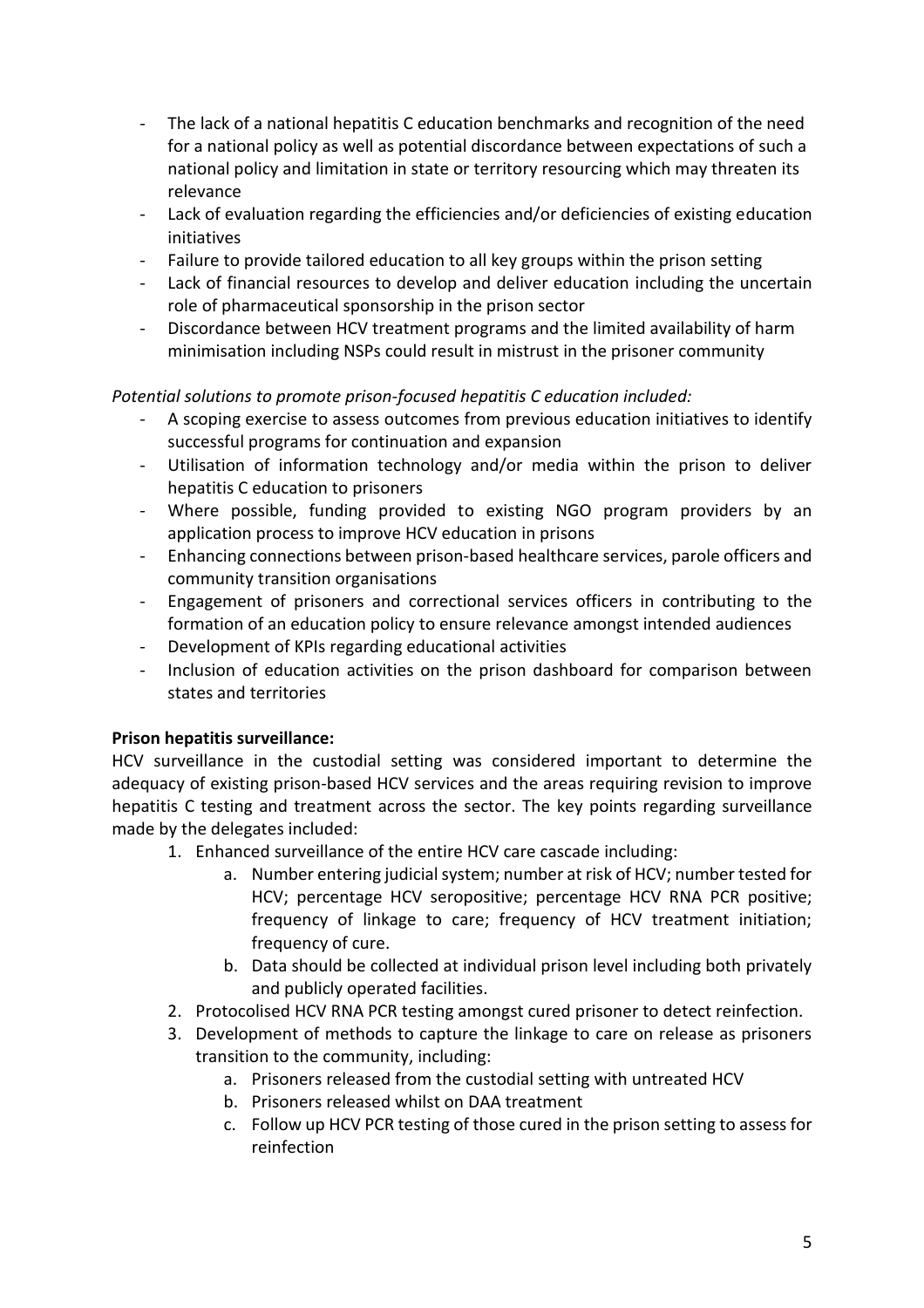- The lack of a national hepatitis C education benchmarks and recognition of the need for a national policy as well as potential discordance between expectations of such a national policy and limitation in state or territory resourcing which may threaten its relevance
- Lack of evaluation regarding the efficiencies and/or deficiencies of existing education initiatives
- Failure to provide tailored education to all key groups within the prison setting
- Lack of financial resources to develop and deliver education including the uncertain role of pharmaceutical sponsorship in the prison sector
- Discordance between HCV treatment programs and the limited availability of harm minimisation including NSPs could result in mistrust in the prisoner community

*Potential solutions to promote prison-focused hepatitis C education included:*

- A scoping exercise to assess outcomes from previous education initiatives to identify successful programs for continuation and expansion
- Utilisation of information technology and/or media within the prison to deliver hepatitis C education to prisoners
- Where possible, funding provided to existing NGO program providers by an application process to improve HCV education in prisons
- Enhancing connections between prison-based healthcare services, parole officers and community transition organisations
- Engagement of prisoners and correctional services officers in contributing to the formation of an education policy to ensure relevance amongst intended audiences
- Development of KPIs regarding educational activities
- Inclusion of education activities on the prison dashboard for comparison between states and territories

**Prison hepatitis surveillance:**

HCV surveillance in the custodial setting was considered important to determine the adequacy of existing prison-based HCV services and the areas requiring revision to improve hepatitis C testing and treatment across the sector. The key points regarding surveillance made by the delegates included:

1. Enhanced surveillance of the entire HCV care cascade including:
    a. Number entering judicial system; number at risk of HCV; number tested for HCV; percentage HCV seropositive; percentage HCV RNA PCR positive; frequency of linkage to care; frequency of HCV treatment initiation; frequency of cure.
    b. Data should be collected at individual prison level including both privately and publicly operated facilities.
2. Protocolised HCV RNA PCR testing amongst cured prisoner to detect reinfection.
3. Development of methods to capture the linkage to care on release as prisoners transition to the community, including:
    a. Prisoners released from the custodial setting with untreated HCV
    b. Prisoners released whilst on DAA treatment
    c. Follow up HCV PCR testing of those cured in the prison setting to assess for reinfection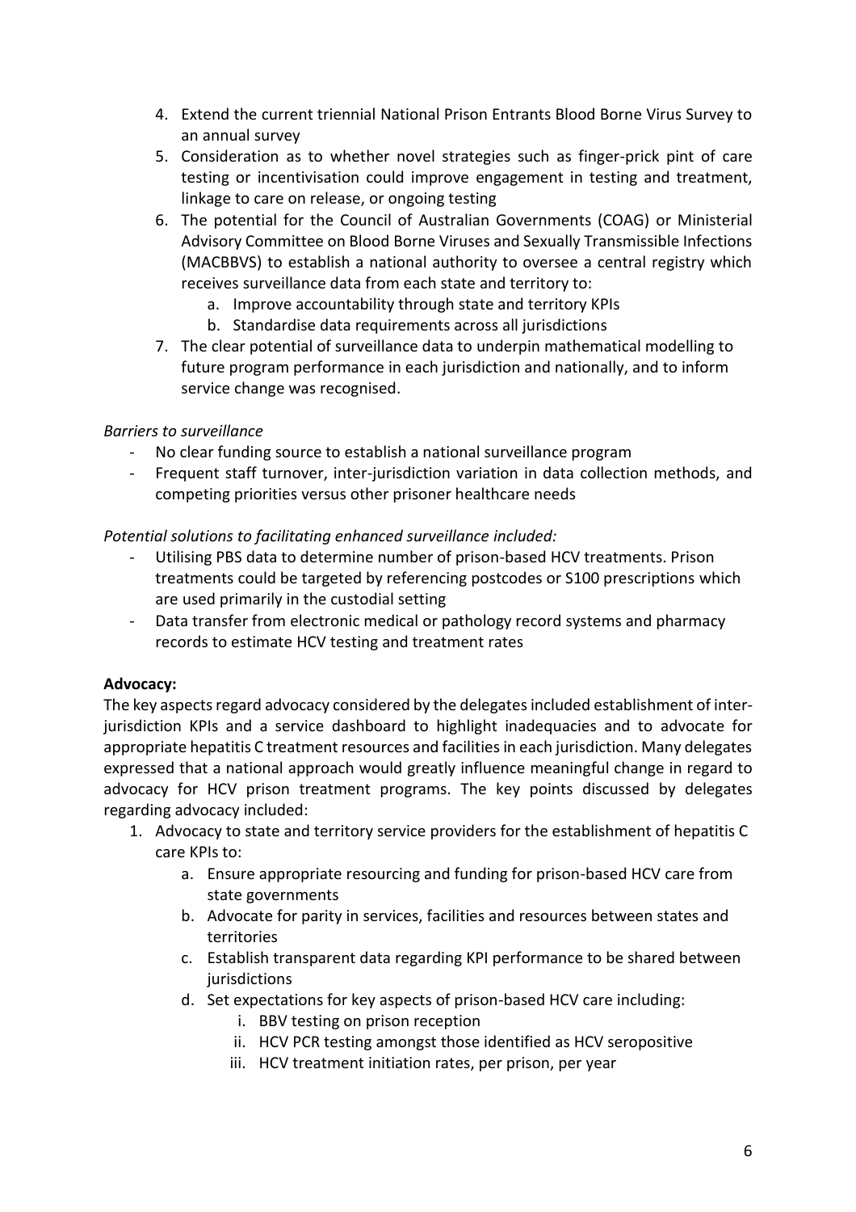4. Extend the current triennial National Prison Entrants Blood Borne Virus Survey to an annual survey
5. Consideration as to whether novel strategies such as finger-prick pint of care testing or incentivisation could improve engagement in testing and treatment, linkage to care on release, or ongoing testing
6. The potential for the Council of Australian Governments (COAG) or Ministerial Advisory Committee on Blood Borne Viruses and Sexually Transmissible Infections (MACBBVS) to establish a national authority to oversee a central registry which receives surveillance data from each state and territory to:
   a. Improve accountability through state and territory KPIs
   b. Standardise data requirements across all jurisdictions
7. The clear potential of surveillance data to underpin mathematical modelling to future program performance in each jurisdiction and nationally, and to inform service change was recognised.

*Barriers to surveillance*

- No clear funding source to establish a national surveillance program
- Frequent staff turnover, inter-jurisdiction variation in data collection methods, and competing priorities versus other prisoner healthcare needs

*Potential solutions to facilitating enhanced surveillance included:*

- Utilising PBS data to determine number of prison-based HCV treatments. Prison treatments could be targeted by referencing postcodes or S100 prescriptions which are used primarily in the custodial setting
- Data transfer from electronic medical or pathology record systems and pharmacy records to estimate HCV testing and treatment rates

**Advocacy:**

The key aspects regard advocacy considered by the delegates included establishment of inter-jurisdiction KPIs and a service dashboard to highlight inadequacies and to advocate for appropriate hepatitis C treatment resources and facilities in each jurisdiction. Many delegates expressed that a national approach would greatly influence meaningful change in regard to advocacy for HCV prison treatment programs. The key points discussed by delegates regarding advocacy included:

1. Advocacy to state and territory service providers for the establishment of hepatitis C care KPIs to:
   a. Ensure appropriate resourcing and funding for prison-based HCV care from state governments
   b. Advocate for parity in services, facilities and resources between states and territories
   c. Establish transparent data regarding KPI performance to be shared between jurisdictions
   d. Set expectations for key aspects of prison-based HCV care including:
      i. BBV testing on prison reception
      ii. HCV PCR testing amongst those identified as HCV seropositive
      iii. HCV treatment initiation rates, per prison, per year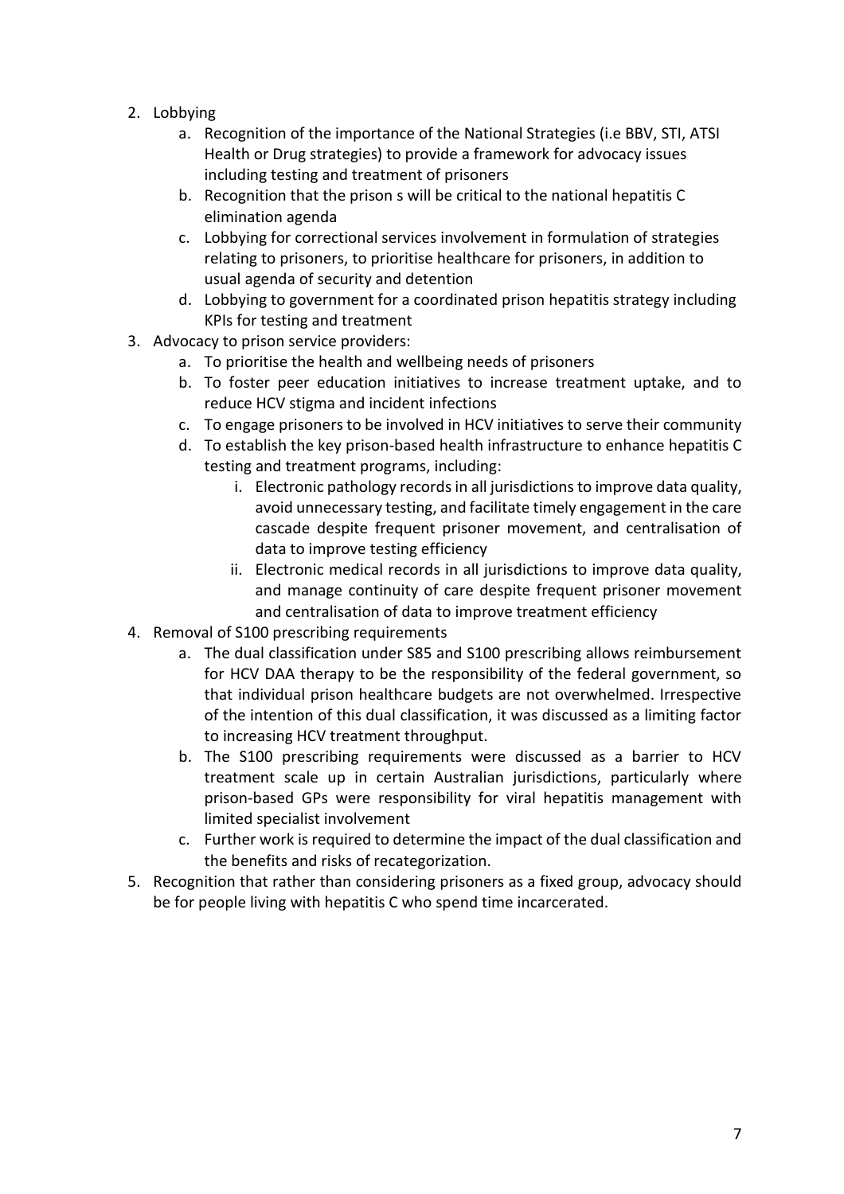2. Lobbying
    a. Recognition of the importance of the National Strategies (i.e BBV, STI, ATSI Health or Drug strategies) to provide a framework for advocacy issues including testing and treatment of prisoners
    b. Recognition that the prison s will be critical to the national hepatitis C elimination agenda
    c. Lobbying for correctional services involvement in formulation of strategies relating to prisoners, to prioritise healthcare for prisoners, in addition to usual agenda of security and detention
    d. Lobbying to government for a coordinated prison hepatitis strategy including KPIs for testing and treatment
3. Advocacy to prison service providers:
    a. To prioritise the health and wellbeing needs of prisoners
    b. To foster peer education initiatives to increase treatment uptake, and to reduce HCV stigma and incident infections
    c. To engage prisoners to be involved in HCV initiatives to serve their community
    d. To establish the key prison-based health infrastructure to enhance hepatitis C testing and treatment programs, including:
        i. Electronic pathology records in all jurisdictions to improve data quality, avoid unnecessary testing, and facilitate timely engagement in the care cascade despite frequent prisoner movement, and centralisation of data to improve testing efficiency
        ii. Electronic medical records in all jurisdictions to improve data quality, and manage continuity of care despite frequent prisoner movement and centralisation of data to improve treatment efficiency
4. Removal of S100 prescribing requirements
    a. The dual classification under S85 and S100 prescribing allows reimbursement for HCV DAA therapy to be the responsibility of the federal government, so that individual prison healthcare budgets are not overwhelmed. Irrespective of the intention of this dual classification, it was discussed as a limiting factor to increasing HCV treatment throughput.
    b. The S100 prescribing requirements were discussed as a barrier to HCV treatment scale up in certain Australian jurisdictions, particularly where prison-based GPs were responsibility for viral hepatitis management with limited specialist involvement
    c. Further work is required to determine the impact of the dual classification and the benefits and risks of recategorization.
5. Recognition that rather than considering prisoners as a fixed group, advocacy should be for people living with hepatitis C who spend time incarcerated.